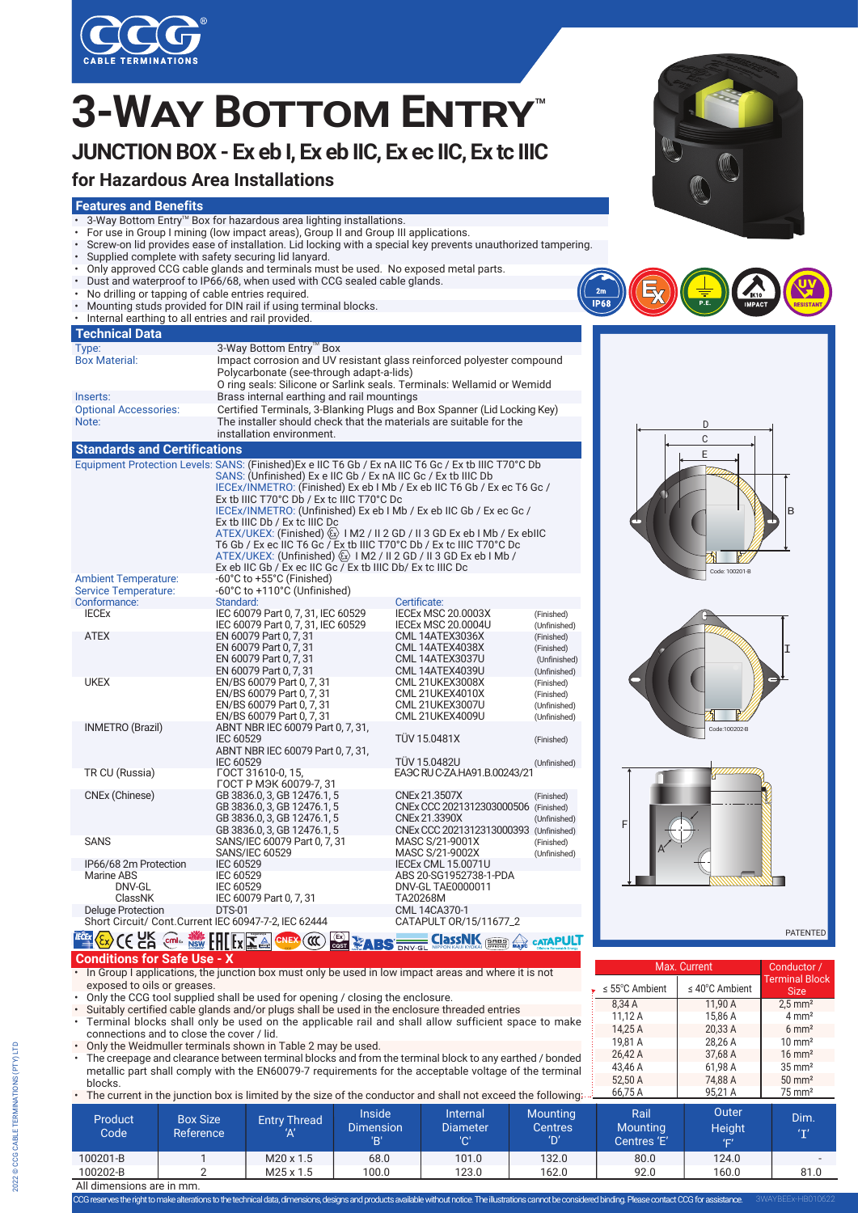# 3-Way Bottom Entry™

## JUNCTION BOX - Ex eb I, Ex eb IIC, Ex ec IIC, Ex tc IIIC

## for Hazardous Area Installations

### Features and Benefits

- 3-Way Bottom Entry™ Box for hazardous area lighting installations.
- For use in Group I mining (low impact areas), Group II and Group III applications.
- Screw-on lid provides ease of installation. Lid locking with a special key prevents unauthorized tampering.
- Supplied complete with safety securing lid lanyard.
- Only approved CCG cable glands and terminals must be used. No exposed metal parts.
- Dust and waterproof to IP66/68, when used with CCG sealed cable glands.
- No drilling or tapping of cable entries required.
- Mounting studs provided for DIN rail if using terminal blocks.
- Internal earthing to all entries and rail provided.

### Technical Data

| | |
|---|---|
| Type: | 3-Way Bottom Entry™ Box |
| Box Material: | Impact corrosion and UV resistant glass reinforced polyester compound<br>Polycarbonate (see-through adapt-a-lids)<br>O ring seals: Silicone or Sarlink seals. Terminals: Wellamid or Wemidd |
| Inserts: | Brass internal earthing and rail mountings |
| Optional Accessories: | Certified Terminals, 3-Blanking Plugs and Box Spanner (Lid Locking Key) |
| Note: | The installer should check that the materials are suitable for the installation environment. |

### Standards and Certifications

Equipment Protection Levels: SANS: (Finished)Ex e IIC T6 Gb / Ex nA IIC T6 Gc / Ex tb IIIC T70°C Db
SANS: (Unfinished) Ex e IIC Gb / Ex nA IIC Gc / Ex tb IIIC Db
IECEx/INMETRO: (Finished) Ex eb I Mb / Ex eb IIC T6 Gb / Ex ec T6 Gc / Ex tb IIIC T70°C Db / Ex tc IIIC T70°C Dc
IECEx/INMETRO: (Unfinished) Ex eb I Mb / Ex eb IIC Gb / Ex ec Gc / Ex tb IIIC Db / Ex tc IIIC Dc
ATEX/UKEX: (Finished) Ⓔx I M2 / II 2 GD / II 3 GD Ex eb I Mb / Ex ebIIC T6 Gb / Ex ec IIC T6 Gc / Ex tb IIIC T70°C Db / Ex tc IIIC T70°C Dc
ATEX/UKEX: (Unfinished) Ⓔx I M2 / II 2 GD / II 3 GD Ex eb I Mb / Ex eb IIC Gb / Ex ec IIC Gc / Ex tb IIIC Db/ Ex tc IIIC Dc

Ambient Temperature: -60°C to +55°C (Finished)
Service Temperature: -60°C to +110°C (Unfinished)

| Conformance: | Standard: | Certificate: | |
|---|---|---|---|
| IECEx | IEC 60079 Part 0, 7, 31, IEC 60529 | IECEx MSC 20.0003X | (Finished) |
| | IEC 60079 Part 0, 7, 31, IEC 60529 | IECEx MSC 20.0004U | (Unfinished) |
| ATEX | EN 60079 Part 0, 7, 31 | CML 14ATEX3036X | (Finished) |
| | EN 60079 Part 0, 7, 31 | CML 14ATEX4038X | (Finished) |
| | EN 60079 Part 0, 7, 31 | CML 14ATEX3037U | (Unfinished) |
| | EN 60079 Part 0, 7, 31 | CML 14ATEX4039U | (Unfinished) |
| UKEX | EN/BS 60079 Part 0, 7, 31 | CML 21UKEX3008X | (Finished) |
| | EN/BS 60079 Part 0, 7, 31 | CML 21UKEX4010X | (Finished) |
| | EN/BS 60079 Part 0, 7, 31 | CML 21UKEX3007U | (Unfinished) |
| | EN/BS 60079 Part 0, 7, 31 | CML 21UKEX4009U | (Unfinished) |
| INMETRO (Brazil) | ABNT NBR IEC 60079 Part 0, 7, 31, IEC 60529 | TÜV 15.0481X | (Finished) |
| | ABNT NBR IEC 60079 Part 0, 7, 31, IEC 60529 | TÜV 15.0482U | (Unfinished) |
| TR CU (Russia) | ГОСТ 31610-0, 15, ГОСТ Р МЭК 60079-7, 31 | ЕАЭС RU C-ZA.HA91.B.00243/21 | |
| CNEx (Chinese) | GB 3836.0, 3, GB 12476.1, 5 | CNEx 21.3507X | (Finished) |
| | GB 3836.0, 3, GB 12476.1, 5 | CNEx CCC 2021312303000506 | (Finished) |
| | GB 3836.0, 3, GB 12476.1, 5 | CNEx 21.3390X | (Unfinished) |
| | GB 3836.0, 3, GB 12476.1, 5 | CNEx CCC 2021312313000393 | (Unfinished) |
| SANS | SANS/IEC 60079 Part 0, 7, 31 | MASC S/21-9001X | (Finished) |
| | SANS/IEC 60529 | MASC S/21-9002X | (Unfinished) |
| IP66/68 2m Protection | IEC 60529 | IECEx CML 15.0071U | |
| Marine ABS | IEC 60529 | ABS 20-SG1952738-1-PDA | |
| DNV-GL | IEC 60529 | DNV-GL TAE0000011 | |
| ClassNK | IEC 60079 Part 0, 7, 31 | TA20268M | |
| Deluge Protection | DTS-01 | CML 14CA370-1 | |
| Short Circuit/ Cont.Current | IEC 60947-7-2, IEC 62444 | CATAPULT OR/15/11677_2 | |

### Conditions for Safe Use - X

- In Group I applications, the junction box must only be used in low impact areas and where it is not exposed to oils or greases.
- Only the CCG tool supplied shall be used for opening / closing the enclosure.
- Suitably certified cable glands and/or plugs shall be used in the enclosure threaded entries
- Terminal blocks shall only be used on the applicable rail and shall allow sufficient space to make connections and to close the cover / lid.
- Only the Weidmuller terminals shown in Table 2 may be used.
- The creepage and clearance between terminal blocks and from the terminal block to any earthed / bonded metallic part shall comply with the EN60079-7 requirements for the acceptable voltage of the terminal blocks.
- The current in the junction box is limited by the size of the conductor and shall not exceed the following:

| Max. Current | | Conductor / Terminal Block Size |
|---|---|---|
| ≤ 55°C Ambient | ≤ 40°C Ambient | |
| 8,34 A | 11,90 A | 2,5 mm² |
| 11,12 A | 15,86 A | 4 mm² |
| 14,25 A | 20,33 A | 6 mm² |
| 19,81 A | 28,26 A | 10 mm² |
| 26,42 A | 37,68 A | 16 mm² |
| 43,46 A | 61,98 A | 35 mm² |
| 52,50 A | 74,88 A | 50 mm² |
| 66,75 A | 95,21 A | 75 mm² |

Code: 100201-B

Code:100202-B

PATENTED

| Product Code | Box Size Reference | Entry Thread 'A' | Inside Dimension 'B' | Internal Diameter 'C' | Mounting Centres 'D' | Rail Mounting Centres 'E' | Outer Height 'F' | Dim. 'I' |
|---|---|---|---|---|---|---|---|---|
| 100201-B | 1 | M20 x 1.5 | 68.0 | 101.0 | 132.0 | 80.0 | 124.0 | - |
| 100202-B | 2 | M25 x 1.5 | 100.0 | 123.0 | 162.0 | 92.0 | 160.0 | 81.0 |

All dimensions are in mm.

CCG reserves the right to make alterations to the technical data, dimensions, designs and products available without notice. The illustrations cannot be considered binding. Please contact CCG for assistance.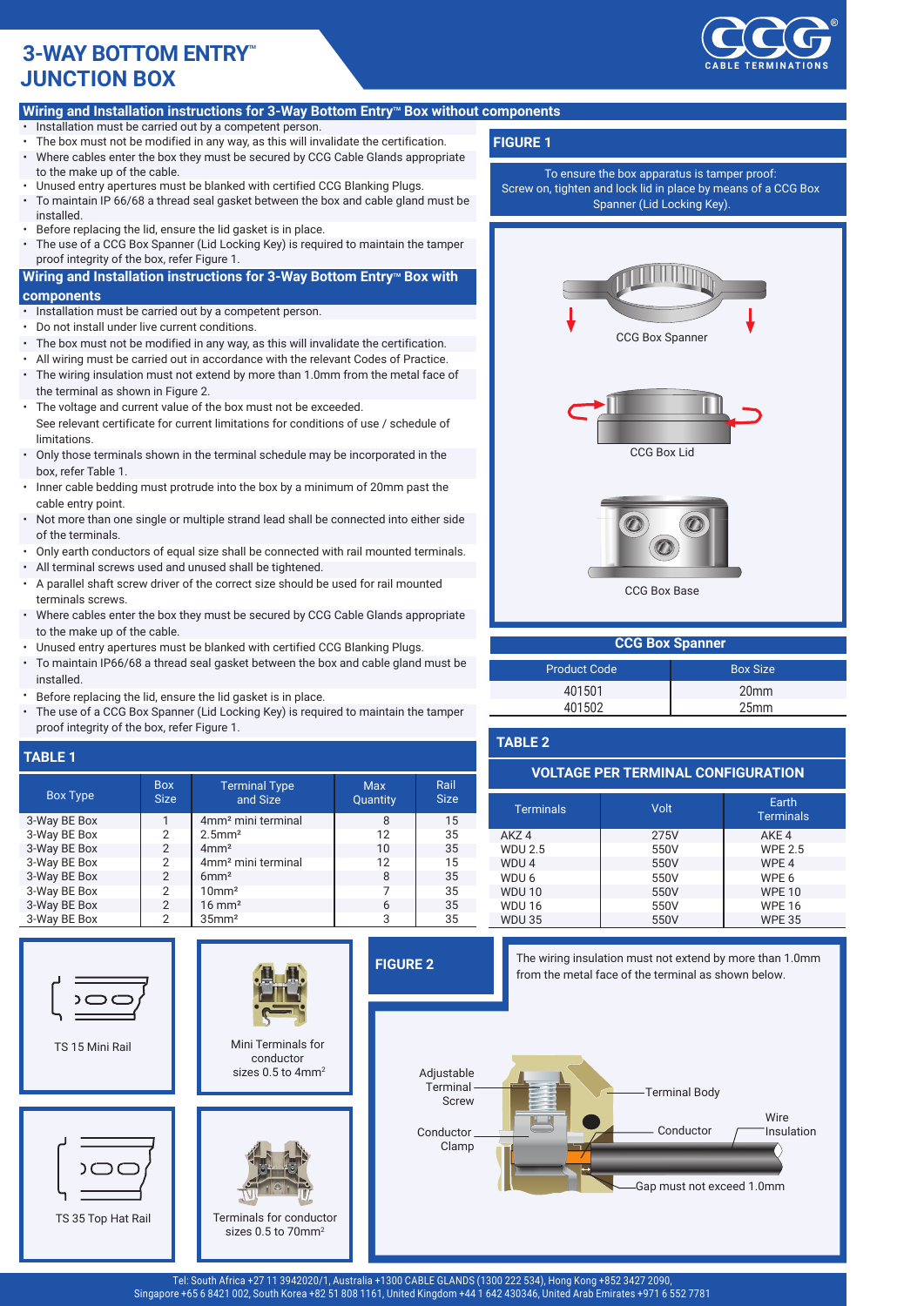# 3-WAY BOTTOM ENTRY™ JUNCTION BOX

CCG CABLE TERMINATIONS

## Wiring and Installation instructions for 3-Way Bottom Entry™ Box without components

- Installation must be carried out by a competent person.
- The box must not be modified in any way, as this will invalidate the certification.
- Where cables enter the box they must be secured by CCG Cable Glands appropriate to the make up of the cable.
- Unused entry apertures must be blanked with certified CCG Blanking Plugs.
- To maintain IP 66/68 a thread seal gasket between the box and cable gland must be installed.
- Before replacing the lid, ensure the lid gasket is in place.
- The use of a CCG Box Spanner (Lid Locking Key) is required to maintain the tamper proof integrity of the box, refer Figure 1.

## Wiring and Installation instructions for 3-Way Bottom Entry™ Box with components

- Installation must be carried out by a competent person.
- Do not install under live current conditions.
- The box must not be modified in any way, as this will invalidate the certification.
- All wiring must be carried out in accordance with the relevant Codes of Practice.
- The wiring insulation must not extend by more than 1.0mm from the metal face of the terminal as shown in Figure 2.
- The voltage and current value of the box must not be exceeded. See relevant certificate for current limitations for conditions of use / schedule of limitations.
- Only those terminals shown in the terminal schedule may be incorporated in the box, refer Table 1.
- Inner cable bedding must protrude into the box by a minimum of 20mm past the cable entry point.
- Not more than one single or multiple strand lead shall be connected into either side of the terminals.
- Only earth conductors of equal size shall be connected with rail mounted terminals.
- All terminal screws used and unused shall be tightened.
- A parallel shaft screw driver of the correct size should be used for rail mounted terminals screws.
- Where cables enter the box they must be secured by CCG Cable Glands appropriate to the make up of the cable.
- Unused entry apertures must be blanked with certified CCG Blanking Plugs.
- To maintain IP66/68 a thread seal gasket between the box and cable gland must be installed.
- Before replacing the lid, ensure the lid gasket is in place.
- The use of a CCG Box Spanner (Lid Locking Key) is required to maintain the tamper proof integrity of the box, refer Figure 1.

## FIGURE 1

To ensure the box apparatus is tamper proof: Screw on, tighten and lock lid in place by means of a CCG Box Spanner (Lid Locking Key).

CCG Box Spanner

CCG Box Lid

CCG Box Base

### CCG Box Spanner

| Product Code | Box Size |
|---|---|
| 401501 | 20mm |
| 401502 | 25mm |

## TABLE 1

| Box Type | Box Size | Terminal Type and Size | Max Quantity | Rail Size |
|---|---|---|---|---|
| 3-Way BE Box | 1 | 4mm² mini terminal | 8 | 15 |
| 3-Way BE Box | 2 | 2.5mm² | 12 | 35 |
| 3-Way BE Box | 2 | 4mm² | 10 | 35 |
| 3-Way BE Box | 2 | 4mm² mini terminal | 12 | 15 |
| 3-Way BE Box | 2 | 6mm² | 8 | 35 |
| 3-Way BE Box | 2 | 10mm² | 7 | 35 |
| 3-Way BE Box | 2 | 16 mm² | 6 | 35 |
| 3-Way BE Box | 2 | 35mm² | 3 | 35 |

## TABLE 2

### VOLTAGE PER TERMINAL CONFIGURATION

| Terminals | Volt | Earth Terminals |
|---|---|---|
| AKZ 4 | 275V | AKE 4 |
| WDU 2.5 | 550V | WPE 2.5 |
| WDU 4 | 550V | WPE 4 |
| WDU 6 | 550V | WPE 6 |
| WDU 10 | 550V | WPE 10 |
| WDU 16 | 550V | WPE 16 |
| WDU 35 | 550V | WPE 35 |

TS 15 Mini Rail

Mini Terminals for conductor sizes 0.5 to 4mm²

TS 35 Top Hat Rail

Terminals for conductor sizes 0.5 to 70mm²

## FIGURE 2

The wiring insulation must not extend by more than 1.0mm from the metal face of the terminal as shown below.

Adjustable Terminal Screw

Terminal Body

Conductor Clamp

Conductor

Wire Insulation

Gap must not exceed 1.0mm

Tel: South Africa +27 11 3942020/1, Australia +1300 CABLE GLANDS (1300 222 534), Hong Kong +852 3427 2090, Singapore +65 6 8421 002, South Korea +82 51 808 1161, United Kingdom +44 1 642 430346, United Arab Emirates +971 6 552 7781